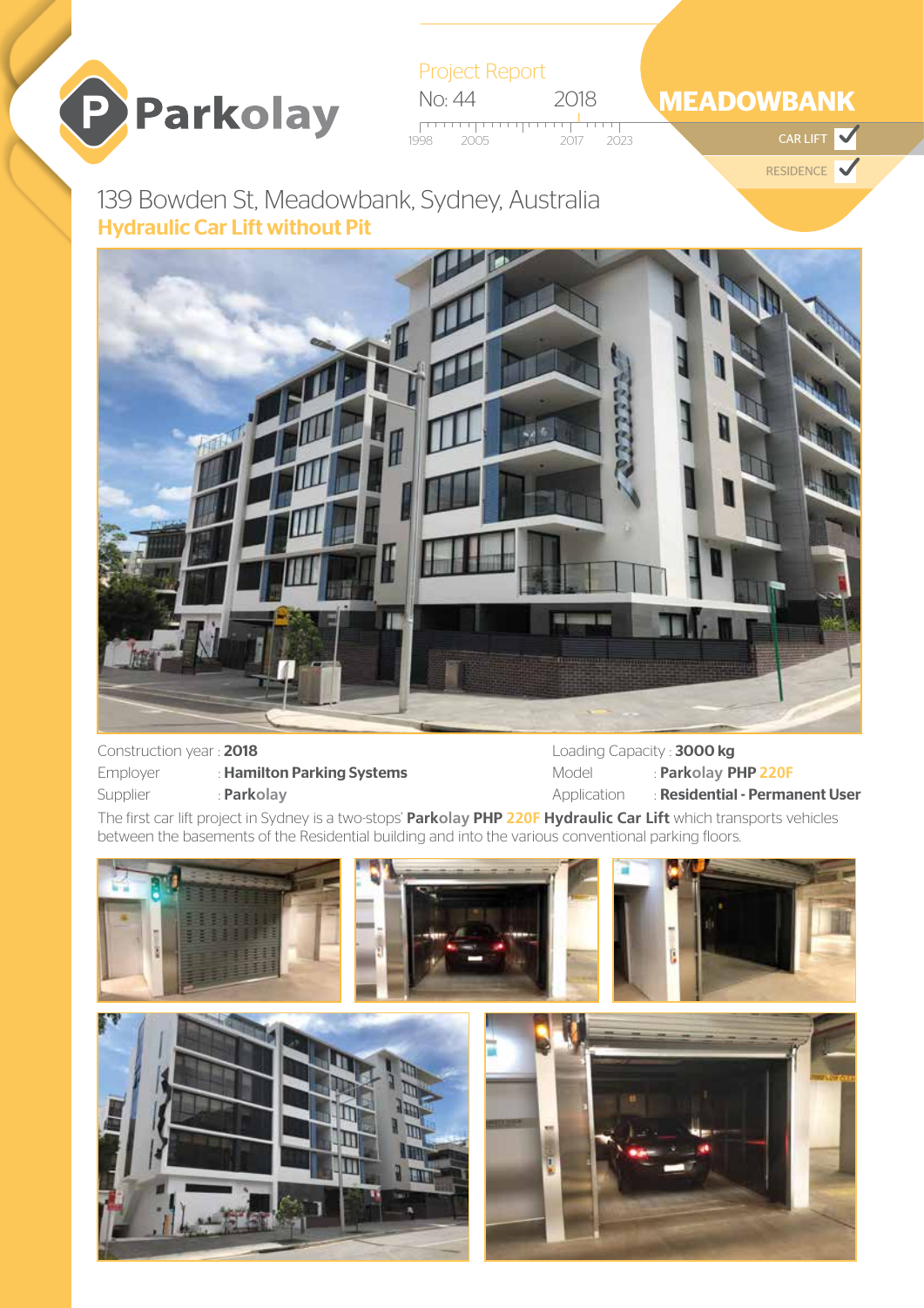Parkolay

Project Report

No: 44 2018

1998 2005 2017 2023

# MEADOWBANK

CAR LIFT ✓

RESIDENCE ✓

## 139 Bowden St, Meadowbank, Sydney, Australia

### Hydraulic Car Lift without Pit

Construction year : **2018**

Employer : **Hamilton Parking Systems**

Supplier : **Parkolay**

Loading Capacity : **3000 kg**

Model : **Parkolay PHP 220F**

Application : **Residential - Permanent User**

The first car lift project in Sydney is a two-stops' **Parkolay PHP 220F Hydraulic Car Lift** which transports vehicles between the basements of the Residential building and into the various conventional parking floors.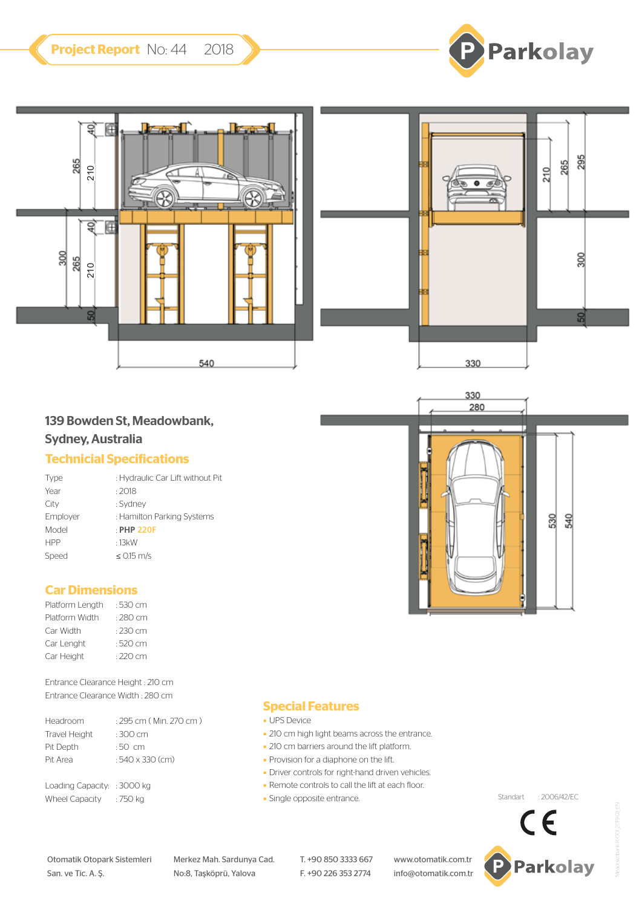Project Report No: 44 2018

Parkolay

540

330

330
280

530
540

265
210
40
300
265
210
40
50

210
265
295
300
50

## 139 Bowden St, Meadowbank, Sydney, Australia

### Technicial Specifications

| | |
|---|---|
| Type | : Hydraulic Car Lift without Pit |
| Year | : 2018 |
| City | : Sydney |
| Employer | : Hamilton Parking Systems |
| Model | : **PHP 220F** |
| HPP | : 13kW |
| Speed | : ≤ 0.15 m/s |

### Car Dimensions

| | |
|---|---|
| Platform Length | : 530 cm |
| Platform Width | : 280 cm |
| Car Width | : 230 cm |
| Car Lenght | : 520 cm |
| Car Height | : 220 cm |

Entrance Clearance Height : 210 cm
Entrance Clearance Width : 280 cm

| | |
|---|---|
| Headroom | : 295 cm ( Min. 270 cm ) |
| Travel Height | : 300 cm |
| Pit Depth | : 50 cm |
| Pit Area | : 540 x 330 (cm) |

| | |
|---|---|
| Loading Capacity: | : 3000 kg |
| Wheel Capacity | : 750 kg |

### Special Features

- UPS Device
- 210 cm high light beams across the entrance.
- 210 cm barriers around the lift platform.
- Provision for a diaphone on the lift.
- Driver controls for right-hand driven vehicles.
- Remote controls to call the lift at each floor.
- Single opposite entrance.

Standart : 2006/42/EC

CE

Otomatik Otopark Sistemleri San. ve Tic. A. Ş.
Merkez Mah. Sardunya Cad. No:8, Taşköprü, Yalova
T. +90 850 3333 667
F. +90 226 353 2774
www.otomatik.com.tr
info@otomatik.com.tr

Parkolay